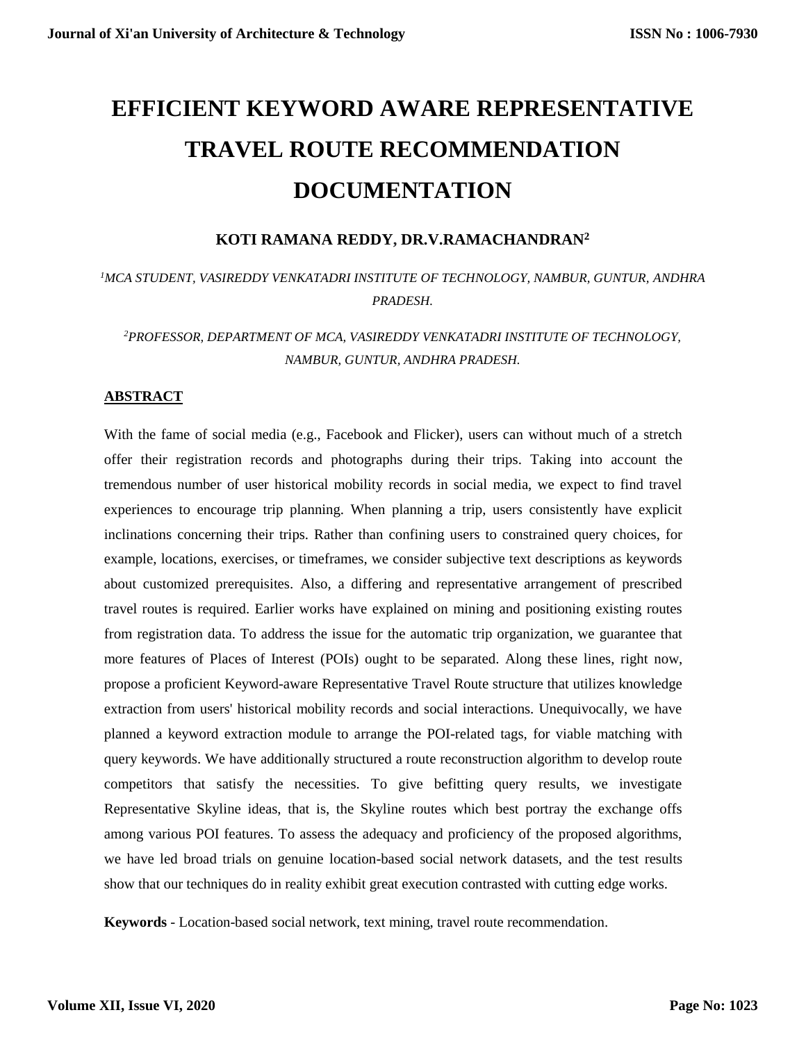# EFFICIENT KEYWORD AWARE REPRESENTATIVE TRAVEL ROUTE RECOMMENDATION DOCUMENTATION

**KOTI RAMANA REDDY, DR.V.RAMACHANDRAN[2]**

*[1]MCA STUDENT, VASIREDDY VENKATADRI INSTITUTE OF TECHNOLOGY, NAMBUR, GUNTUR, ANDHRA PRADESH.*

*[2]PROFESSOR, DEPARTMENT OF MCA, VASIREDDY VENKATADRI INSTITUTE OF TECHNOLOGY, NAMBUR, GUNTUR, ANDHRA PRADESH.*

## ABSTRACT

With the fame of social media (e.g., Facebook and Flicker), users can without much of a stretch offer their registration records and photographs during their trips. Taking into account the tremendous number of user historical mobility records in social media, we expect to find travel experiences to encourage trip planning. When planning a trip, users consistently have explicit inclinations concerning their trips. Rather than confining users to constrained query choices, for example, locations, exercises, or timeframes, we consider subjective text descriptions as keywords about customized prerequisites. Also, a differing and representative arrangement of prescribed travel routes is required. Earlier works have explained on mining and positioning existing routes from registration data. To address the issue for the automatic trip organization, we guarantee that more features of Places of Interest (POIs) ought to be separated. Along these lines, right now, propose a proficient Keyword-aware Representative Travel Route structure that utilizes knowledge extraction from users' historical mobility records and social interactions. Unequivocally, we have planned a keyword extraction module to arrange the POI-related tags, for viable matching with query keywords. We have additionally structured a route reconstruction algorithm to develop route competitors that satisfy the necessities. To give befitting query results, we investigate Representative Skyline ideas, that is, the Skyline routes which best portray the exchange offs among various POI features. To assess the adequacy and proficiency of the proposed algorithms, we have led broad trials on genuine location-based social network datasets, and the test results show that our techniques do in reality exhibit great execution contrasted with cutting edge works.

**Keywords** - Location-based social network, text mining, travel route recommendation.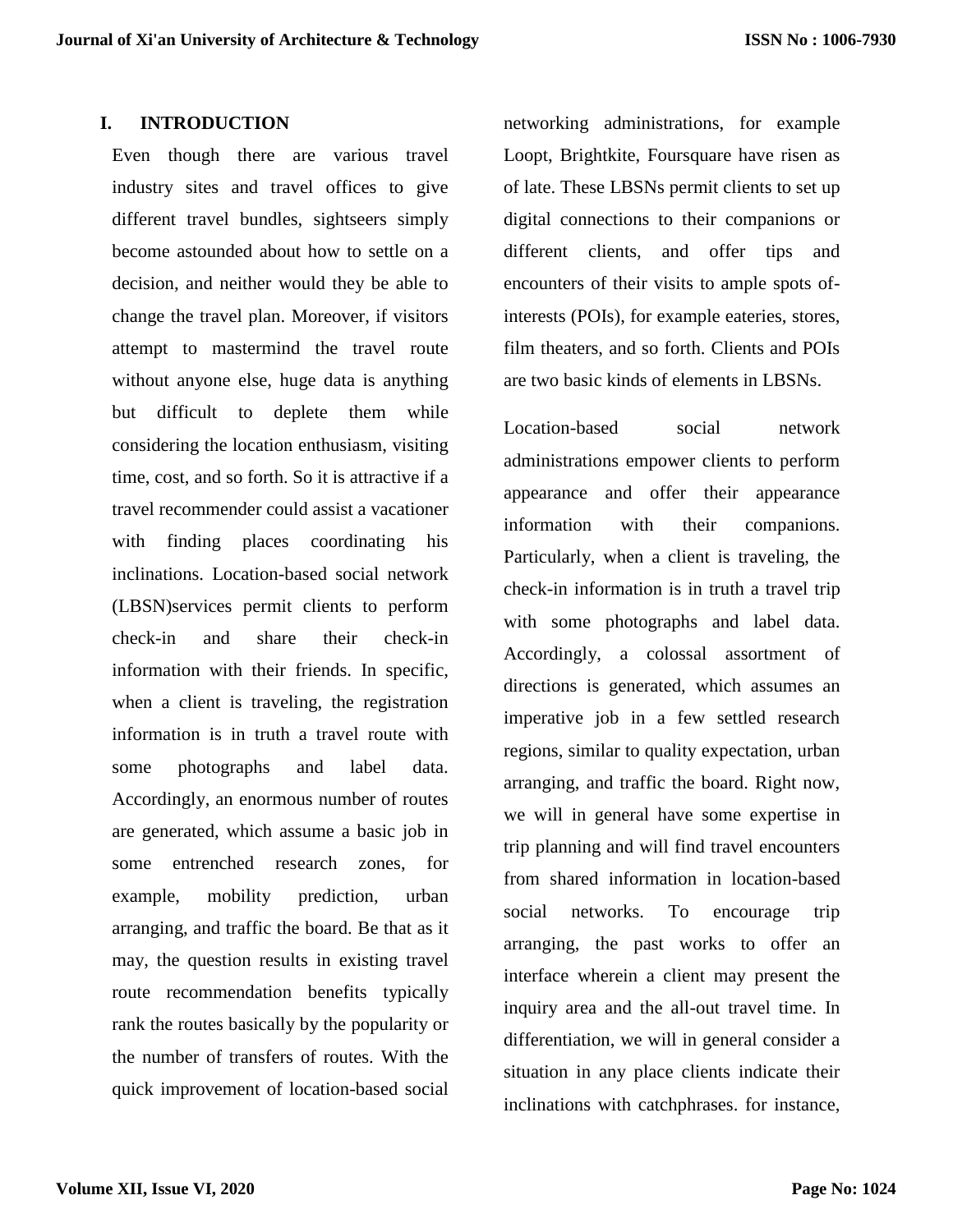## I. INTRODUCTION

Even though there are various travel industry sites and travel offices to give different travel bundles, sightseers simply become astounded about how to settle on a decision, and neither would they be able to change the travel plan. Moreover, if visitors attempt to mastermind the travel route without anyone else, huge data is anything but difficult to deplete them while considering the location enthusiasm, visiting time, cost, and so forth. So it is attractive if a travel recommender could assist a vacationer with finding places coordinating his inclinations. Location-based social network (LBSN)services permit clients to perform check-in and share their check-in information with their friends. In specific, when a client is traveling, the registration information is in truth a travel route with some photographs and label data. Accordingly, an enormous number of routes are generated, which assume a basic job in some entrenched research zones, for example, mobility prediction, urban arranging, and traffic the board. Be that as it may, the question results in existing travel route recommendation benefits typically rank the routes basically by the popularity or the number of transfers of routes. With the quick improvement of location-based social networking administrations, for example Loopt, Brightkite, Foursquare have risen as of late. These LBSNs permit clients to set up digital connections to their companions or different clients, and offer tips and encounters of their visits to ample spots of-interests (POIs), for example eateries, stores, film theaters, and so forth. Clients and POIs are two basic kinds of elements in LBSNs.

Location-based social network administrations empower clients to perform appearance and offer their appearance information with their companions. Particularly, when a client is traveling, the check-in information is in truth a travel trip with some photographs and label data. Accordingly, a colossal assortment of directions is generated, which assumes an imperative job in a few settled research regions, similar to quality expectation, urban arranging, and traffic the board. Right now, we will in general have some expertise in trip planning and will find travel encounters from shared information in location-based social networks. To encourage trip arranging, the past works to offer an interface wherein a client may present the inquiry area and the all-out travel time. In differentiation, we will in general consider a situation in any place clients indicate their inclinations with catchphrases. for instance,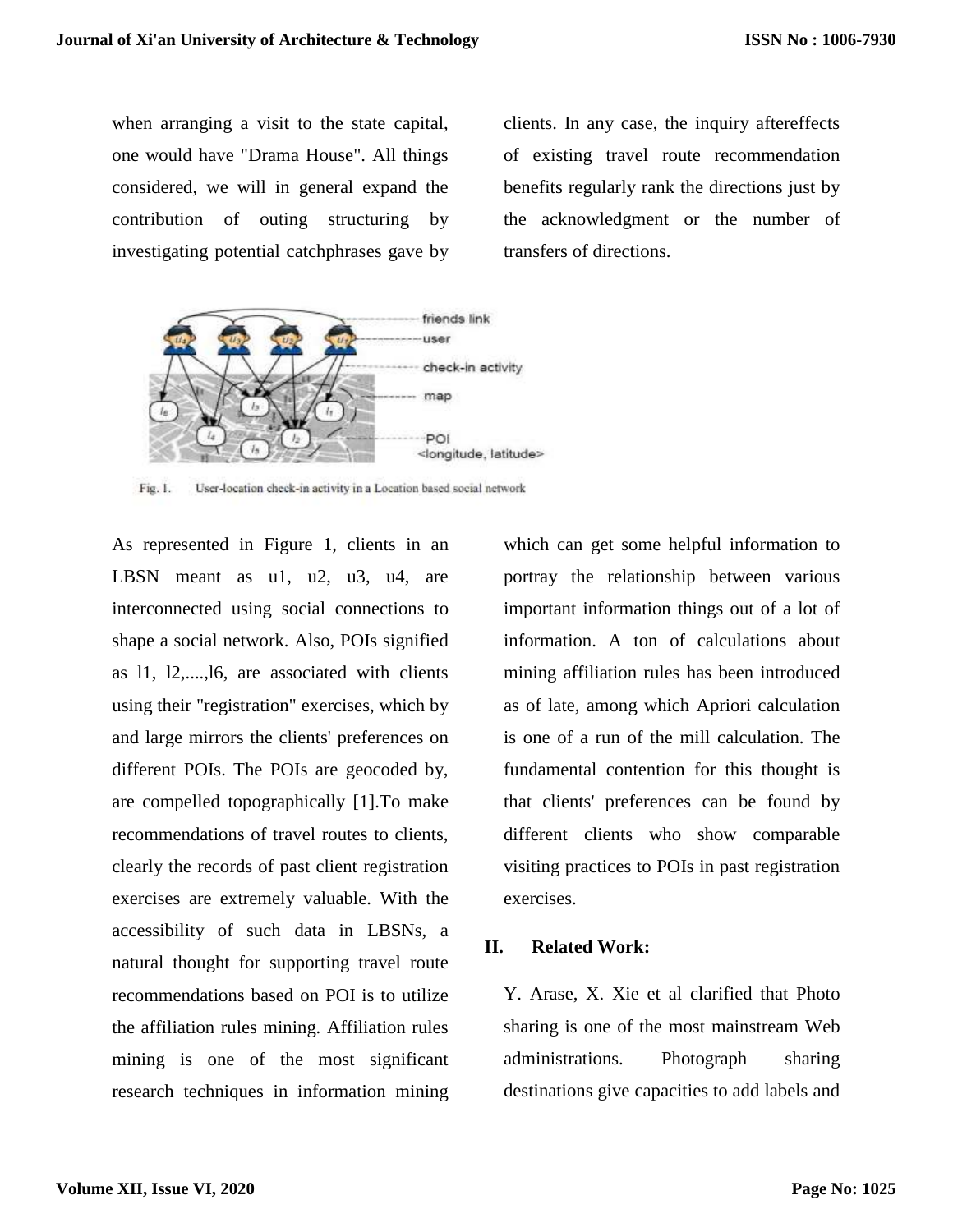when arranging a visit to the state capital, one would have "Drama House". All things considered, we will in general expand the contribution of outing structuring by investigating potential catchphrases gave by clients. In any case, the inquiry aftereffects of existing travel route recommendation benefits regularly rank the directions just by the acknowledgment or the number of transfers of directions.

Fig. 1. User-location check-in activity in a Location based social network

As represented in Figure 1, clients in an LBSN meant as u1, u2, u3, u4, are interconnected using social connections to shape a social network. Also, POIs signified as l1, l2,....,l6, are associated with clients using their "registration" exercises, which by and large mirrors the clients' preferences on different POIs. The POIs are geocoded by, are compelled topographically [1].To make recommendations of travel routes to clients, clearly the records of past client registration exercises are extremely valuable. With the accessibility of such data in LBSNs, a natural thought for supporting travel route recommendations based on POI is to utilize the affiliation rules mining. Affiliation rules mining is one of the most significant research techniques in information mining which can get some helpful information to portray the relationship between various important information things out of a lot of information. A ton of calculations about mining affiliation rules has been introduced as of late, among which Apriori calculation is one of a run of the mill calculation. The fundamental contention for this thought is that clients' preferences can be found by different clients who show comparable visiting practices to POIs in past registration exercises.

## II. Related Work:

Y. Arase, X. Xie et al clarified that Photo sharing is one of the most mainstream Web administrations. Photograph sharing destinations give capacities to add labels and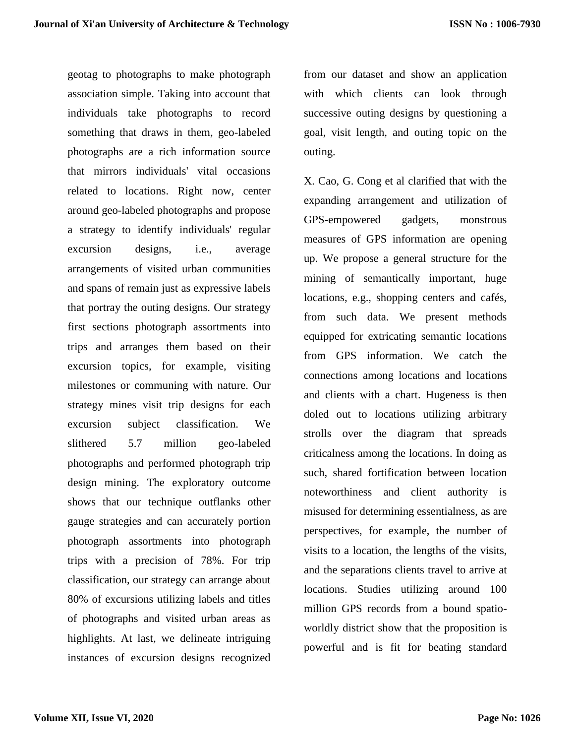geotag to photographs to make photograph association simple. Taking into account that individuals take photographs to record something that draws in them, geo-labeled photographs are a rich information source that mirrors individuals' vital occasions related to locations. Right now, center around geo-labeled photographs and propose a strategy to identify individuals' regular excursion designs, i.e., average arrangements of visited urban communities and spans of remain just as expressive labels that portray the outing designs. Our strategy first sections photograph assortments into trips and arranges them based on their excursion topics, for example, visiting milestones or communing with nature. Our strategy mines visit trip designs for each excursion subject classification. We slithered 5.7 million geo-labeled photographs and performed photograph trip design mining. The exploratory outcome shows that our technique outflanks other gauge strategies and can accurately portion photograph assortments into photograph trips with a precision of 78%. For trip classification, our strategy can arrange about 80% of excursions utilizing labels and titles of photographs and visited urban areas as highlights. At last, we delineate intriguing instances of excursion designs recognized from our dataset and show an application with which clients can look through successive outing designs by questioning a goal, visit length, and outing topic on the outing.

X. Cao, G. Cong et al clarified that with the expanding arrangement and utilization of GPS-empowered gadgets, monstrous measures of GPS information are opening up. We propose a general structure for the mining of semantically important, huge locations, e.g., shopping centers and cafés, from such data. We present methods equipped for extricating semantic locations from GPS information. We catch the connections among locations and locations and clients with a chart. Hugeness is then doled out to locations utilizing arbitrary strolls over the diagram that spreads criticalness among the locations. In doing as such, shared fortification between location noteworthiness and client authority is misused for determining essentialness, as are perspectives, for example, the number of visits to a location, the lengths of the visits, and the separations clients travel to arrive at locations. Studies utilizing around 100 million GPS records from a bound spatio-worldly district show that the proposition is powerful and is fit for beating standard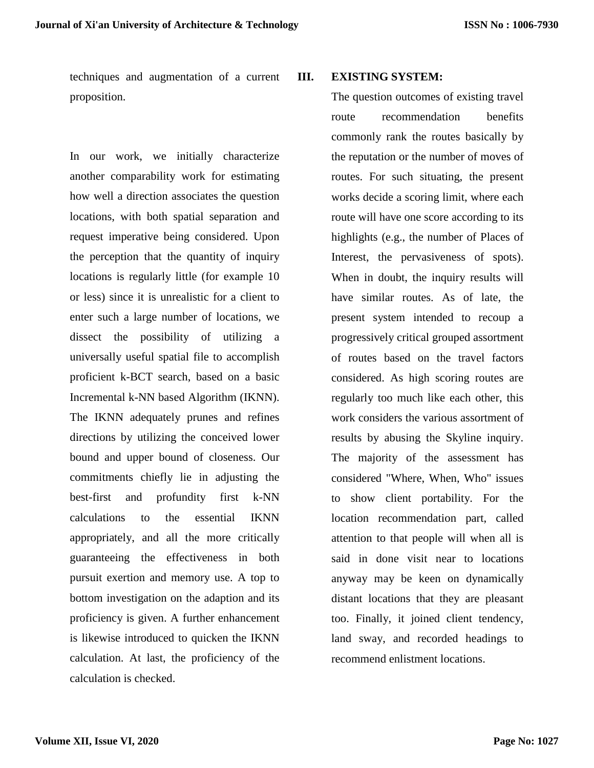techniques and augmentation of a current proposition.

In our work, we initially characterize another comparability work for estimating how well a direction associates the question locations, with both spatial separation and request imperative being considered. Upon the perception that the quantity of inquiry locations is regularly little (for example 10 or less) since it is unrealistic for a client to enter such a large number of locations, we dissect the possibility of utilizing a universally useful spatial file to accomplish proficient k-BCT search, based on a basic Incremental k-NN based Algorithm (IKNN). The IKNN adequately prunes and refines directions by utilizing the conceived lower bound and upper bound of closeness. Our commitments chiefly lie in adjusting the best-first and profundity first k-NN calculations to the essential IKNN appropriately, and all the more critically guaranteeing the effectiveness in both pursuit exertion and memory use. A top to bottom investigation on the adaption and its proficiency is given. A further enhancement is likewise introduced to quicken the IKNN calculation. At last, the proficiency of the calculation is checked.

## III. EXISTING SYSTEM:

The question outcomes of existing travel route recommendation benefits commonly rank the routes basically by the reputation or the number of moves of routes. For such situating, the present works decide a scoring limit, where each route will have one score according to its highlights (e.g., the number of Places of Interest, the pervasiveness of spots). When in doubt, the inquiry results will have similar routes. As of late, the present system intended to recoup a progressively critical grouped assortment of routes based on the travel factors considered. As high scoring routes are regularly too much like each other, this work considers the various assortment of results by abusing the Skyline inquiry. The majority of the assessment has considered "Where, When, Who" issues to show client portability. For the location recommendation part, called attention to that people will when all is said in done visit near to locations anyway may be keen on dynamically distant locations that they are pleasant too. Finally, it joined client tendency, land sway, and recorded headings to recommend enlistment locations.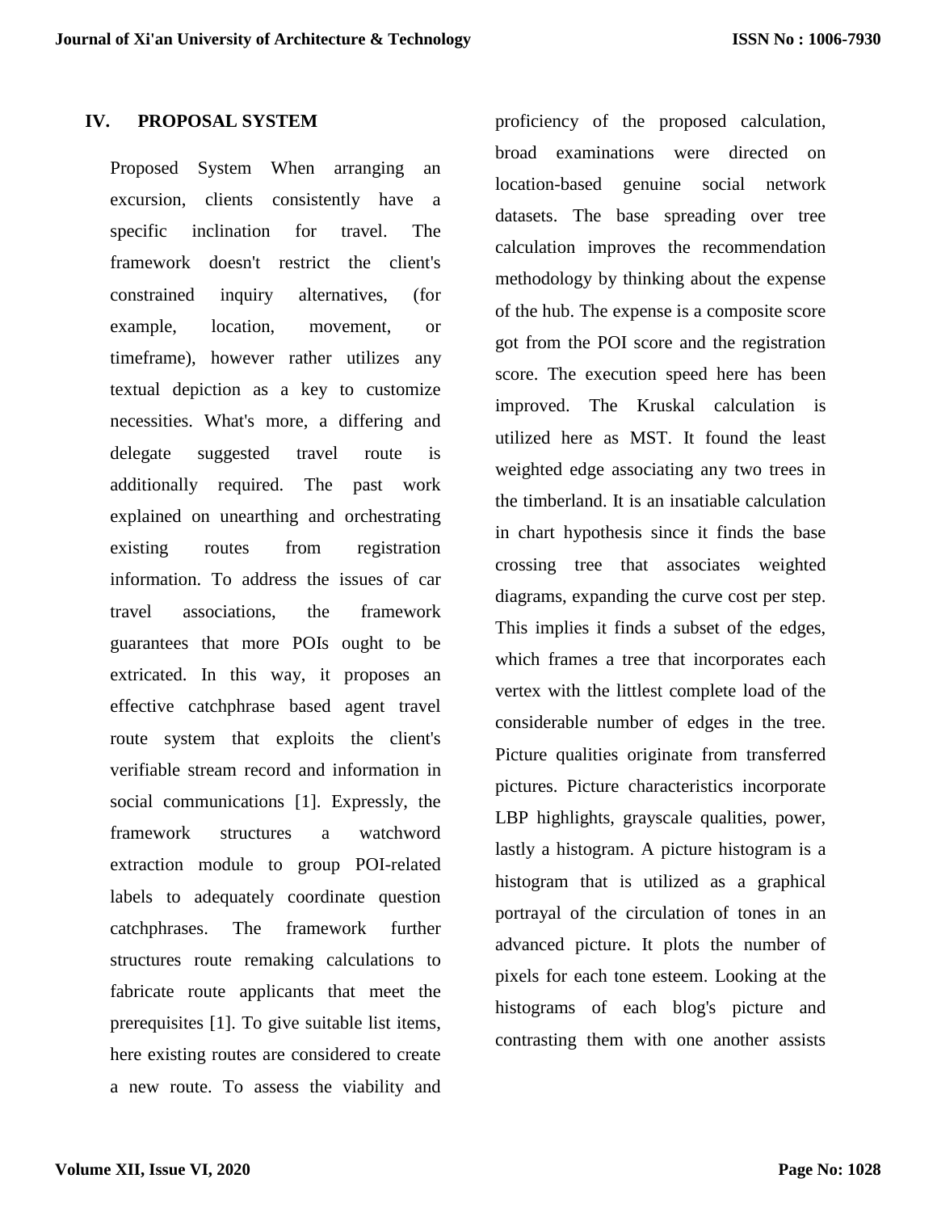## IV. PROPOSAL SYSTEM

Proposed System When arranging an excursion, clients consistently have a specific inclination for travel. The framework doesn't restrict the client's constrained inquiry alternatives, (for example, location, movement, or timeframe), however rather utilizes any textual depiction as a key to customize necessities. What's more, a differing and delegate suggested travel route is additionally required. The past work explained on unearthing and orchestrating existing routes from registration information. To address the issues of car travel associations, the framework guarantees that more POIs ought to be extricated. In this way, it proposes an effective catchphrase based agent travel route system that exploits the client's verifiable stream record and information in social communications [1]. Expressly, the framework structures a watchword extraction module to group POI-related labels to adequately coordinate question catchphrases. The framework further structures route remaking calculations to fabricate route applicants that meet the prerequisites [1]. To give suitable list items, here existing routes are considered to create a new route. To assess the viability and proficiency of the proposed calculation, broad examinations were directed on location-based genuine social network datasets. The base spreading over tree calculation improves the recommendation methodology by thinking about the expense of the hub. The expense is a composite score got from the POI score and the registration score. The execution speed here has been improved. The Kruskal calculation is utilized here as MST. It found the least weighted edge associating any two trees in the timberland. It is an insatiable calculation in chart hypothesis since it finds the base crossing tree that associates weighted diagrams, expanding the curve cost per step. This implies it finds a subset of the edges, which frames a tree that incorporates each vertex with the littlest complete load of the considerable number of edges in the tree. Picture qualities originate from transferred pictures. Picture characteristics incorporate LBP highlights, grayscale qualities, power, lastly a histogram. A picture histogram is a histogram that is utilized as a graphical portrayal of the circulation of tones in an advanced picture. It plots the number of pixels for each tone esteem. Looking at the histograms of each blog's picture and contrasting them with one another assists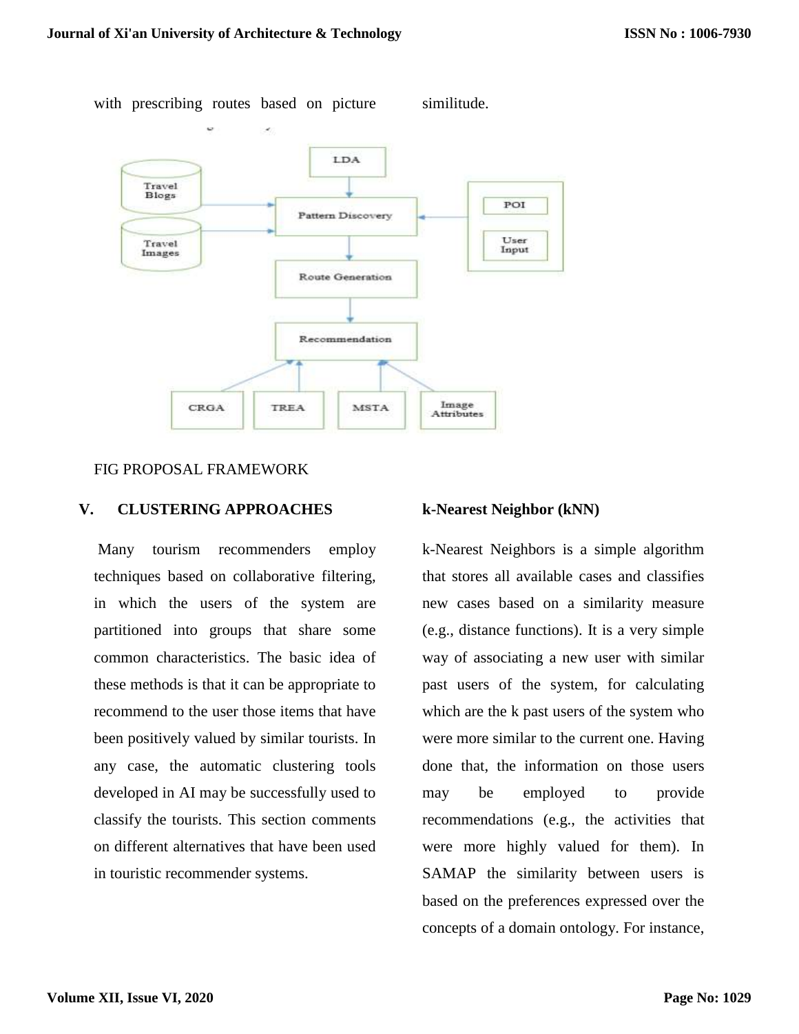with prescribing routes based on picture similitude.

FIG PROPOSAL FRAMEWORK

## V. CLUSTERING APPROACHES

Many tourism recommenders employ techniques based on collaborative filtering, in which the users of the system are partitioned into groups that share some common characteristics. The basic idea of these methods is that it can be appropriate to recommend to the user those items that have been positively valued by similar tourists. In any case, the automatic clustering tools developed in AI may be successfully used to classify the tourists. This section comments on different alternatives that have been used in touristic recommender systems.

### k-Nearest Neighbor (kNN)

k-Nearest Neighbors is a simple algorithm that stores all available cases and classifies new cases based on a similarity measure (e.g., distance functions). It is a very simple way of associating a new user with similar past users of the system, for calculating which are the k past users of the system who were more similar to the current one. Having done that, the information on those users may be employed to provide recommendations (e.g., the activities that were more highly valued for them). In SAMAP the similarity between users is based on the preferences expressed over the concepts of a domain ontology. For instance,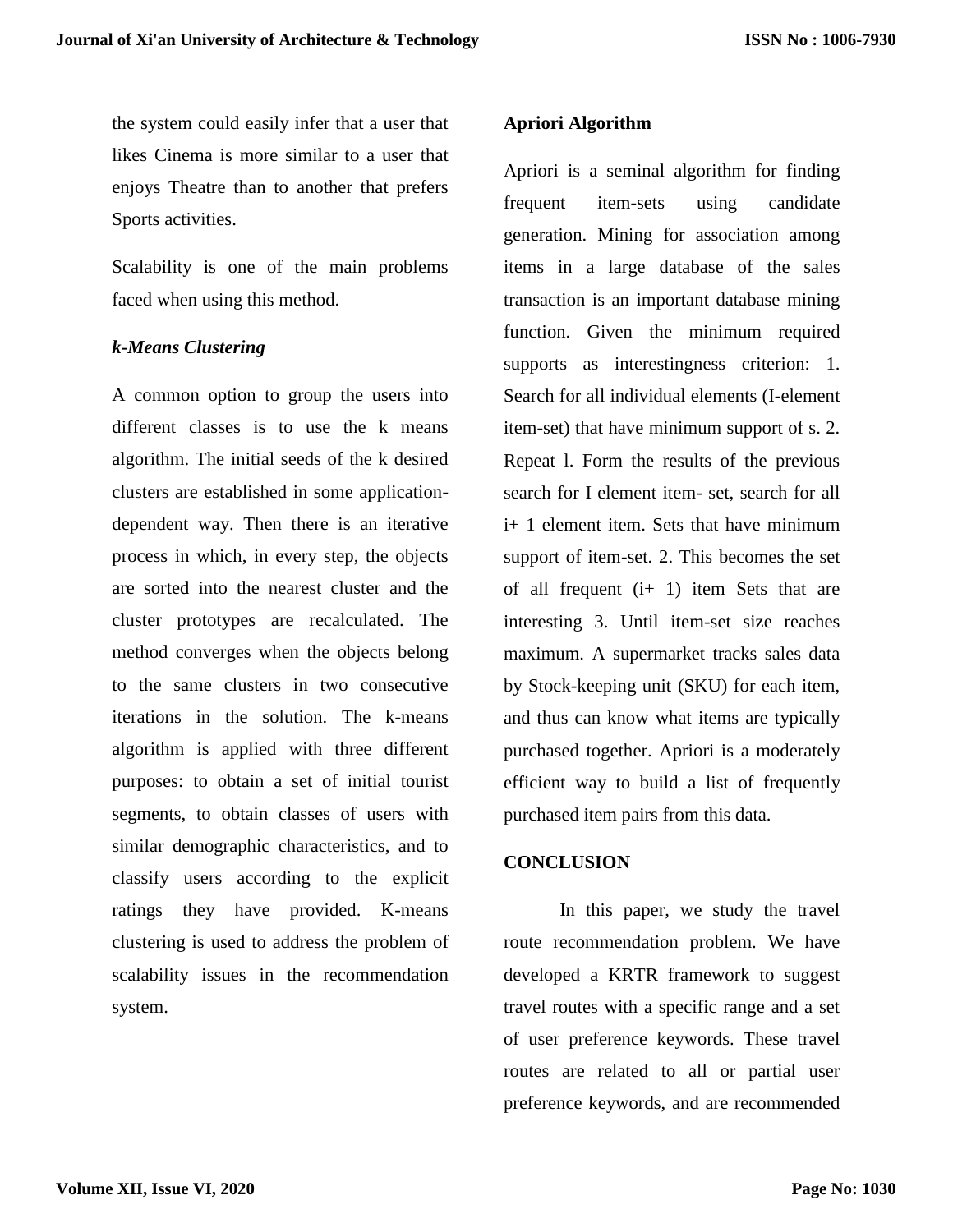the system could easily infer that a user that likes Cinema is more similar to a user that enjoys Theatre than to another that prefers Sports activities.

Scalability is one of the main problems faced when using this method.

### *k-Means Clustering*

A common option to group the users into different classes is to use the k means algorithm. The initial seeds of the k desired clusters are established in some application-dependent way. Then there is an iterative process in which, in every step, the objects are sorted into the nearest cluster and the cluster prototypes are recalculated. The method converges when the objects belong to the same clusters in two consecutive iterations in the solution. The k-means algorithm is applied with three different purposes: to obtain a set of initial tourist segments, to obtain classes of users with similar demographic characteristics, and to classify users according to the explicit ratings they have provided. K-means clustering is used to address the problem of scalability issues in the recommendation system.

### Apriori Algorithm

Apriori is a seminal algorithm for finding frequent item-sets using candidate generation. Mining for association among items in a large database of the sales transaction is an important database mining function. Given the minimum required supports as interestingness criterion: 1. Search for all individual elements (I-element item-set) that have minimum support of s. 2. Repeat l. Form the results of the previous search for I element item- set, search for all i+ 1 element item. Sets that have minimum support of item-set. 2. This becomes the set of all frequent (i+ 1) item Sets that are interesting 3. Until item-set size reaches maximum. A supermarket tracks sales data by Stock-keeping unit (SKU) for each item, and thus can know what items are typically purchased together. Apriori is a moderately efficient way to build a list of frequently purchased item pairs from this data.

## CONCLUSION

In this paper, we study the travel route recommendation problem. We have developed a KRTR framework to suggest travel routes with a specific range and a set of user preference keywords. These travel routes are related to all or partial user preference keywords, and are recommended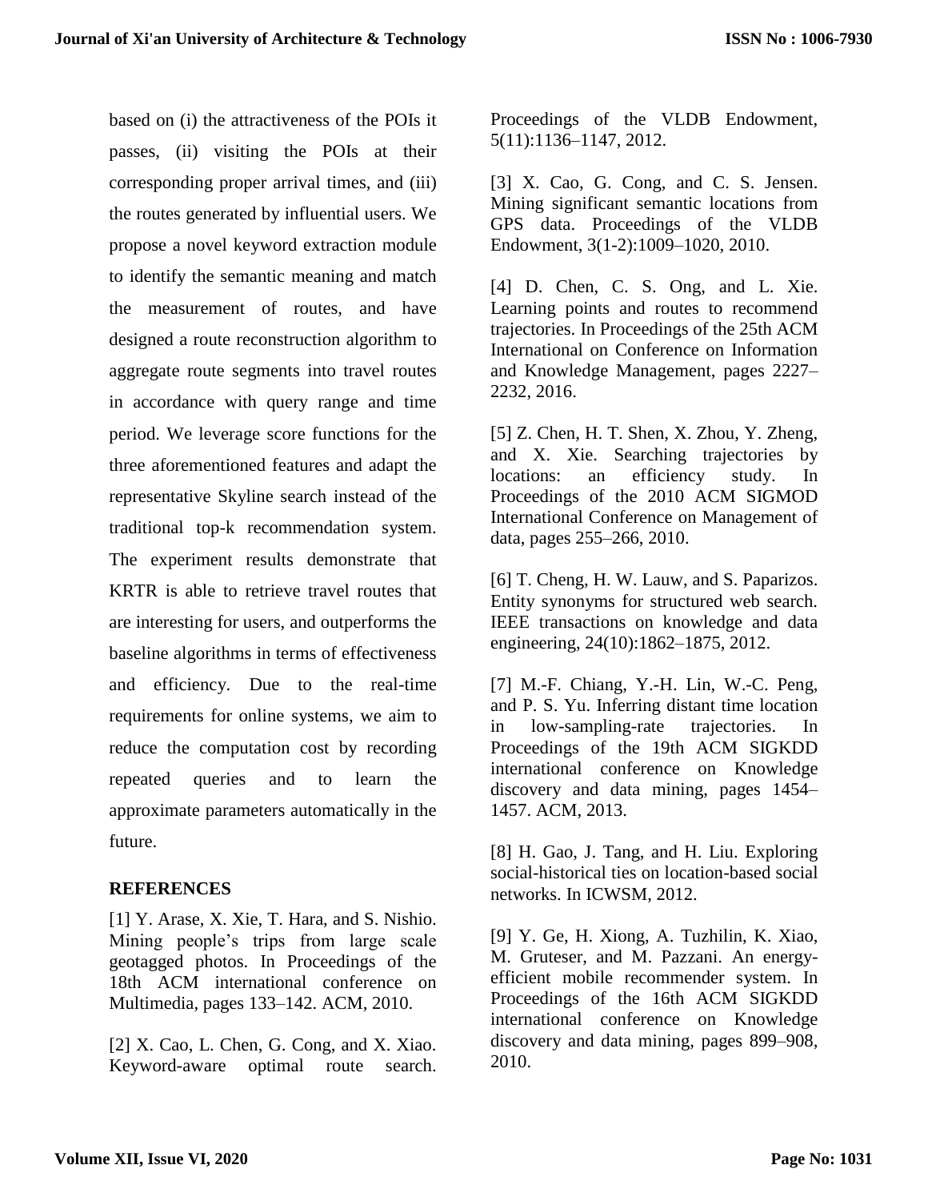based on (i) the attractiveness of the POIs it passes, (ii) visiting the POIs at their corresponding proper arrival times, and (iii) the routes generated by influential users. We propose a novel keyword extraction module to identify the semantic meaning and match the measurement of routes, and have designed a route reconstruction algorithm to aggregate route segments into travel routes in accordance with query range and time period. We leverage score functions for the three aforementioned features and adapt the representative Skyline search instead of the traditional top-k recommendation system. The experiment results demonstrate that KRTR is able to retrieve travel routes that are interesting for users, and outperforms the baseline algorithms in terms of effectiveness and efficiency. Due to the real-time requirements for online systems, we aim to reduce the computation cost by recording repeated queries and to learn the approximate parameters automatically in the future.

## REFERENCES

[1] Y. Arase, X. Xie, T. Hara, and S. Nishio. Mining people's trips from large scale geotagged photos. In Proceedings of the 18th ACM international conference on Multimedia, pages 133–142. ACM, 2010.

[2] X. Cao, L. Chen, G. Cong, and X. Xiao. Keyword-aware optimal route search. Proceedings of the VLDB Endowment, 5(11):1136–1147, 2012.

[3] X. Cao, G. Cong, and C. S. Jensen. Mining significant semantic locations from GPS data. Proceedings of the VLDB Endowment, 3(1-2):1009–1020, 2010.

[4] D. Chen, C. S. Ong, and L. Xie. Learning points and routes to recommend trajectories. In Proceedings of the 25th ACM International on Conference on Information and Knowledge Management, pages 2227–2232, 2016.

[5] Z. Chen, H. T. Shen, X. Zhou, Y. Zheng, and X. Xie. Searching trajectories by locations: an efficiency study. In Proceedings of the 2010 ACM SIGMOD International Conference on Management of data, pages 255–266, 2010.

[6] T. Cheng, H. W. Lauw, and S. Paparizos. Entity synonyms for structured web search. IEEE transactions on knowledge and data engineering, 24(10):1862–1875, 2012.

[7] M.-F. Chiang, Y.-H. Lin, W.-C. Peng, and P. S. Yu. Inferring distant time location in low-sampling-rate trajectories. In Proceedings of the 19th ACM SIGKDD international conference on Knowledge discovery and data mining, pages 1454–1457. ACM, 2013.

[8] H. Gao, J. Tang, and H. Liu. Exploring social-historical ties on location-based social networks. In ICWSM, 2012.

[9] Y. Ge, H. Xiong, A. Tuzhilin, K. Xiao, M. Gruteser, and M. Pazzani. An energy-efficient mobile recommender system. In Proceedings of the 16th ACM SIGKDD international conference on Knowledge discovery and data mining, pages 899–908, 2010.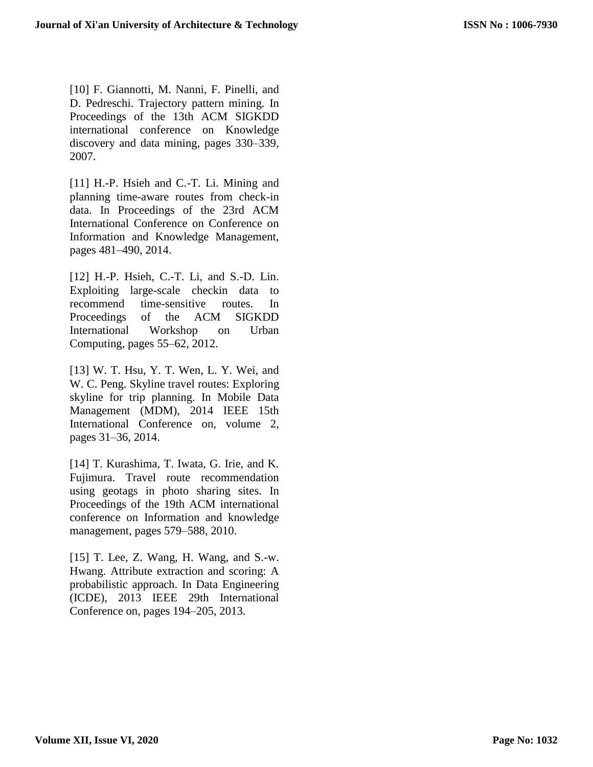[10] F. Giannotti, M. Nanni, F. Pinelli, and D. Pedreschi. Trajectory pattern mining. In Proceedings of the 13th ACM SIGKDD international conference on Knowledge discovery and data mining, pages 330–339, 2007.

[11] H.-P. Hsieh and C.-T. Li. Mining and planning time-aware routes from check-in data. In Proceedings of the 23rd ACM International Conference on Conference on Information and Knowledge Management, pages 481–490, 2014.

[12] H.-P. Hsieh, C.-T. Li, and S.-D. Lin. Exploiting large-scale checkin data to recommend time-sensitive routes. In Proceedings of the ACM SIGKDD International Workshop on Urban Computing, pages 55–62, 2012.

[13] W. T. Hsu, Y. T. Wen, L. Y. Wei, and W. C. Peng. Skyline travel routes: Exploring skyline for trip planning. In Mobile Data Management (MDM), 2014 IEEE 15th International Conference on, volume 2, pages 31–36, 2014.

[14] T. Kurashima, T. Iwata, G. Irie, and K. Fujimura. Travel route recommendation using geotags in photo sharing sites. In Proceedings of the 19th ACM international conference on Information and knowledge management, pages 579–588, 2010.

[15] T. Lee, Z. Wang, H. Wang, and S.-w. Hwang. Attribute extraction and scoring: A probabilistic approach. In Data Engineering (ICDE), 2013 IEEE 29th International Conference on, pages 194–205, 2013.